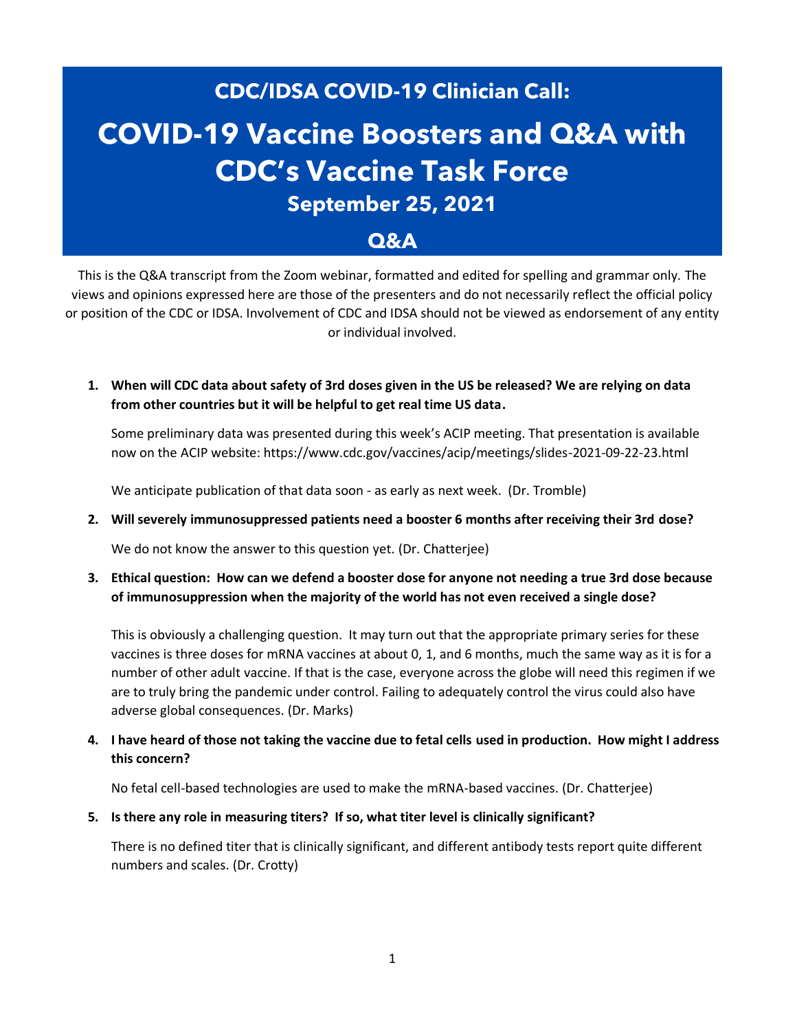# CDC/IDSA COVID-19 Clinician Call:

# COVID-19 Vaccine Boosters and Q&A with CDC's Vaccine Task Force

## September 25, 2021

## Q&A

This is the Q&A transcript from the Zoom webinar, formatted and edited for spelling and grammar only. The views and opinions expressed here are those of the presenters and do not necessarily reflect the official policy or position of the CDC or IDSA. Involvement of CDC and IDSA should not be viewed as endorsement of any entity or individual involved.

1. **When will CDC data about safety of 3rd doses given in the US be released? We are relying on data from other countries but it will be helpful to get real time US data.**

   Some preliminary data was presented during this week's ACIP meeting. That presentation is available now on the ACIP website: https://www.cdc.gov/vaccines/acip/meetings/slides-2021-09-22-23.html

   We anticipate publication of that data soon - as early as next week. (Dr. Tromble)

2. **Will severely immunosuppressed patients need a booster 6 months after receiving their 3rd dose?**

   We do not know the answer to this question yet. (Dr. Chatterjee)

3. **Ethical question: How can we defend a booster dose for anyone not needing a true 3rd dose because of immunosuppression when the majority of the world has not even received a single dose?**

   This is obviously a challenging question. It may turn out that the appropriate primary series for these vaccines is three doses for mRNA vaccines at about 0, 1, and 6 months, much the same way as it is for a number of other adult vaccine. If that is the case, everyone across the globe will need this regimen if we are to truly bring the pandemic under control. Failing to adequately control the virus could also have adverse global consequences. (Dr. Marks)

4. **I have heard of those not taking the vaccine due to fetal cells used in production. How might I address this concern?**

   No fetal cell-based technologies are used to make the mRNA-based vaccines. (Dr. Chatterjee)

5. **Is there any role in measuring titers? If so, what titer level is clinically significant?**

   There is no defined titer that is clinically significant, and different antibody tests report quite different numbers and scales. (Dr. Crotty)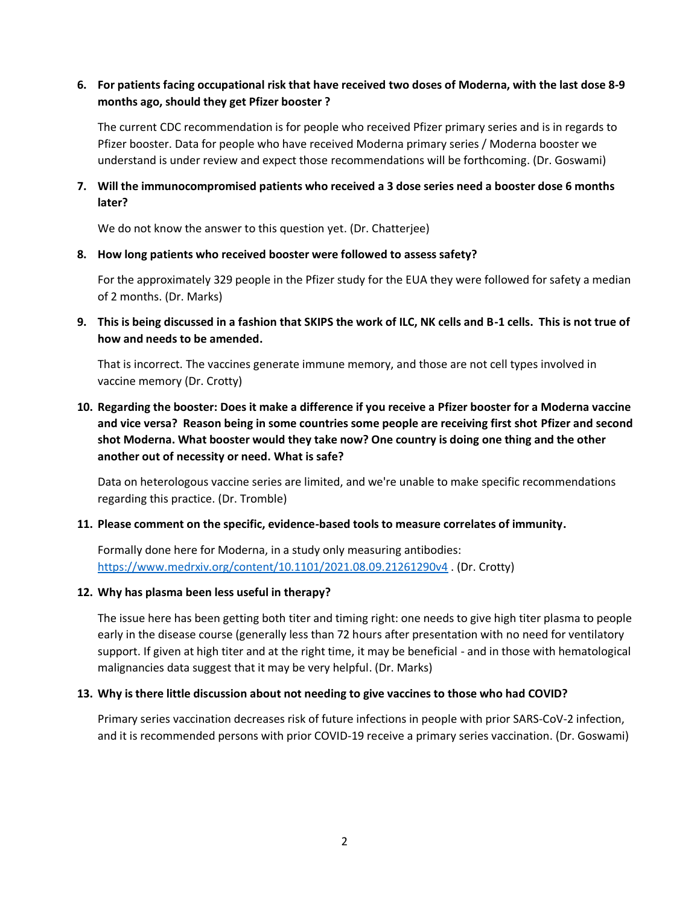6. **For patients facing occupational risk that have received two doses of Moderna, with the last dose 8-9 months ago, should they get Pfizer booster ?**

   The current CDC recommendation is for people who received Pfizer primary series and is in regards to Pfizer booster. Data for people who have received Moderna primary series / Moderna booster we understand is under review and expect those recommendations will be forthcoming. (Dr. Goswami)

7. **Will the immunocompromised patients who received a 3 dose series need a booster dose 6 months later?**

   We do not know the answer to this question yet. (Dr. Chatterjee)

8. **How long patients who received booster were followed to assess safety?**

   For the approximately 329 people in the Pfizer study for the EUA they were followed for safety a median of 2 months. (Dr. Marks)

9. **This is being discussed in a fashion that SKIPS the work of ILC, NK cells and B-1 cells. This is not true of how and needs to be amended.**

   That is incorrect. The vaccines generate immune memory, and those are not cell types involved in vaccine memory (Dr. Crotty)

10. **Regarding the booster: Does it make a difference if you receive a Pfizer booster for a Moderna vaccine and vice versa? Reason being in some countries some people are receiving first shot Pfizer and second shot Moderna. What booster would they take now? One country is doing one thing and the other another out of necessity or need. What is safe?**

    Data on heterologous vaccine series are limited, and we're unable to make specific recommendations regarding this practice. (Dr. Tromble)

11. **Please comment on the specific, evidence-based tools to measure correlates of immunity.**

    Formally done here for Moderna, in a study only measuring antibodies: [https://www.medrxiv.org/content/10.1101/2021.08.09.21261290v4](https://www.medrxiv.org/content/10.1101/2021.08.09.21261290v4) . (Dr. Crotty)

12. **Why has plasma been less useful in therapy?**

    The issue here has been getting both titer and timing right: one needs to give high titer plasma to people early in the disease course (generally less than 72 hours after presentation with no need for ventilatory support. If given at high titer and at the right time, it may be beneficial - and in those with hematological malignancies data suggest that it may be very helpful. (Dr. Marks)

13. **Why is there little discussion about not needing to give vaccines to those who had COVID?**

    Primary series vaccination decreases risk of future infections in people with prior SARS-CoV-2 infection, and it is recommended persons with prior COVID-19 receive a primary series vaccination. (Dr. Goswami)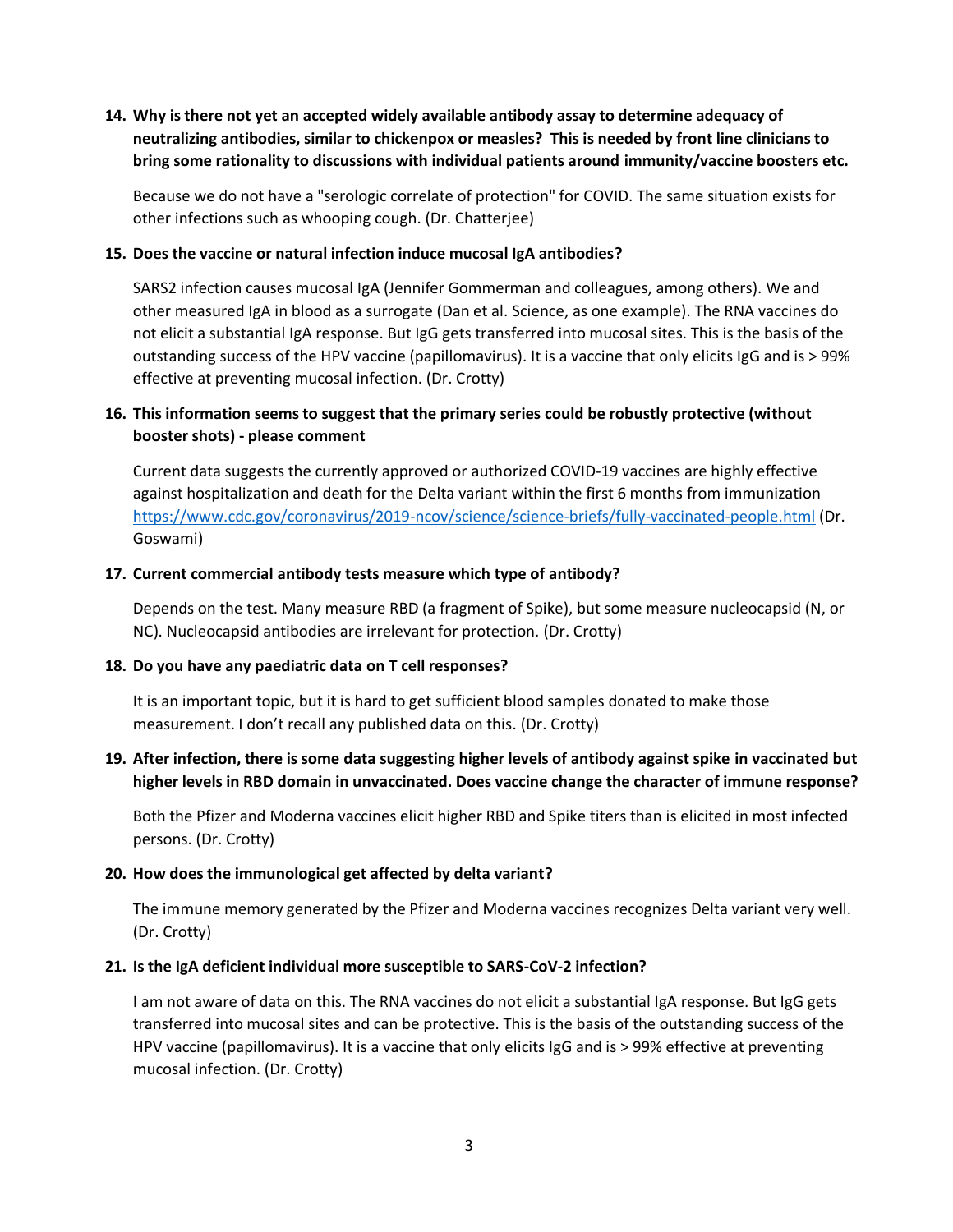14. **Why is there not yet an accepted widely available antibody assay to determine adequacy of neutralizing antibodies, similar to chickenpox or measles? This is needed by front line clinicians to bring some rationality to discussions with individual patients around immunity/vaccine boosters etc.**

    Because we do not have a "serologic correlate of protection" for COVID. The same situation exists for other infections such as whooping cough. (Dr. Chatterjee)

15. **Does the vaccine or natural infection induce mucosal IgA antibodies?**

    SARS2 infection causes mucosal IgA (Jennifer Gommerman and colleagues, among others). We and other measured IgA in blood as a surrogate (Dan et al. Science, as one example). The RNA vaccines do not elicit a substantial IgA response. But IgG gets transferred into mucosal sites. This is the basis of the outstanding success of the HPV vaccine (papillomavirus). It is a vaccine that only elicits IgG and is > 99% effective at preventing mucosal infection. (Dr. Crotty)

16. **This information seems to suggest that the primary series could be robustly protective (without booster shots) - please comment**

    Current data suggests the currently approved or authorized COVID-19 vaccines are highly effective against hospitalization and death for the Delta variant within the first 6 months from immunization https://www.cdc.gov/coronavirus/2019-ncov/science/science-briefs/fully-vaccinated-people.html (Dr. Goswami)

17. **Current commercial antibody tests measure which type of antibody?**

    Depends on the test. Many measure RBD (a fragment of Spike), but some measure nucleocapsid (N, or NC). Nucleocapsid antibodies are irrelevant for protection. (Dr. Crotty)

18. **Do you have any paediatric data on T cell responses?**

    It is an important topic, but it is hard to get sufficient blood samples donated to make those measurement. I don't recall any published data on this. (Dr. Crotty)

19. **After infection, there is some data suggesting higher levels of antibody against spike in vaccinated but higher levels in RBD domain in unvaccinated. Does vaccine change the character of immune response?**

    Both the Pfizer and Moderna vaccines elicit higher RBD and Spike titers than is elicited in most infected persons. (Dr. Crotty)

20. **How does the immunological get affected by delta variant?**

    The immune memory generated by the Pfizer and Moderna vaccines recognizes Delta variant very well. (Dr. Crotty)

21. **Is the IgA deficient individual more susceptible to SARS-CoV-2 infection?**

    I am not aware of data on this. The RNA vaccines do not elicit a substantial IgA response. But IgG gets transferred into mucosal sites and can be protective. This is the basis of the outstanding success of the HPV vaccine (papillomavirus). It is a vaccine that only elicits IgG and is > 99% effective at preventing mucosal infection. (Dr. Crotty)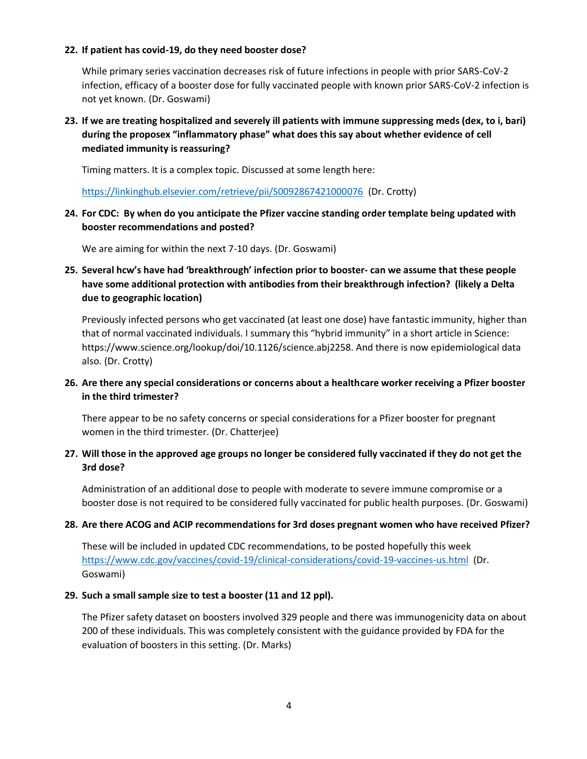**22. If patient has covid-19, do they need booster dose?**

While primary series vaccination decreases risk of future infections in people with prior SARS-CoV-2 infection, efficacy of a booster dose for fully vaccinated people with known prior SARS-CoV-2 infection is not yet known. (Dr. Goswami)

**23. If we are treating hospitalized and severely ill patients with immune suppressing meds (dex, to i, bari) during the proposex "inflammatory phase" what does this say about whether evidence of cell mediated immunity is reassuring?**

Timing matters. It is a complex topic. Discussed at some length here:

https://linkinghub.elsevier.com/retrieve/pii/S0092867421000076 (Dr. Crotty)

**24. For CDC: By when do you anticipate the Pfizer vaccine standing order template being updated with booster recommendations and posted?**

We are aiming for within the next 7-10 days. (Dr. Goswami)

**25. Several hcw's have had 'breakthrough' infection prior to booster- can we assume that these people have some additional protection with antibodies from their breakthrough infection? (likely a Delta due to geographic location)**

Previously infected persons who get vaccinated (at least one dose) have fantastic immunity, higher than that of normal vaccinated individuals. I summary this "hybrid immunity" in a short article in Science: https://www.science.org/lookup/doi/10.1126/science.abj2258. And there is now epidemiological data also. (Dr. Crotty)

**26. Are there any special considerations or concerns about a healthcare worker receiving a Pfizer booster in the third trimester?**

There appear to be no safety concerns or special considerations for a Pfizer booster for pregnant women in the third trimester. (Dr. Chatterjee)

**27. Will those in the approved age groups no longer be considered fully vaccinated if they do not get the 3rd dose?**

Administration of an additional dose to people with moderate to severe immune compromise or a booster dose is not required to be considered fully vaccinated for public health purposes. (Dr. Goswami)

**28. Are there ACOG and ACIP recommendations for 3rd doses pregnant women who have received Pfizer?**

These will be included in updated CDC recommendations, to be posted hopefully this week https://www.cdc.gov/vaccines/covid-19/clinical-considerations/covid-19-vaccines-us.html (Dr. Goswami)

**29. Such a small sample size to test a booster (11 and 12 ppl).**

The Pfizer safety dataset on boosters involved 329 people and there was immunogenicity data on about 200 of these individuals. This was completely consistent with the guidance provided by FDA for the evaluation of boosters in this setting. (Dr. Marks)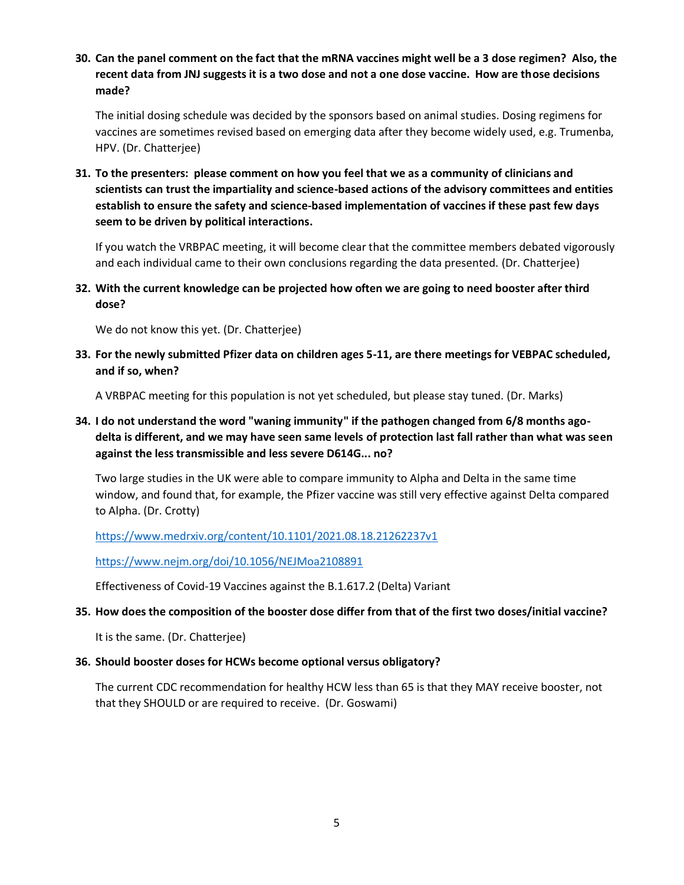30. **Can the panel comment on the fact that the mRNA vaccines might well be a 3 dose regimen? Also, the recent data from JNJ suggests it is a two dose and not a one dose vaccine. How are those decisions made?**

    The initial dosing schedule was decided by the sponsors based on animal studies. Dosing regimens for vaccines are sometimes revised based on emerging data after they become widely used, e.g. Trumenba, HPV. (Dr. Chatterjee)

31. **To the presenters: please comment on how you feel that we as a community of clinicians and scientists can trust the impartiality and science-based actions of the advisory committees and entities establish to ensure the safety and science-based implementation of vaccines if these past few days seem to be driven by political interactions.**

    If you watch the VRBPAC meeting, it will become clear that the committee members debated vigorously and each individual came to their own conclusions regarding the data presented. (Dr. Chatterjee)

32. **With the current knowledge can be projected how often we are going to need booster after third dose?**

    We do not know this yet. (Dr. Chatterjee)

33. **For the newly submitted Pfizer data on children ages 5-11, are there meetings for VEBPAC scheduled, and if so, when?**

    A VRBPAC meeting for this population is not yet scheduled, but please stay tuned. (Dr. Marks)

34. **I do not understand the word "waning immunity" if the pathogen changed from 6/8 months ago- delta is different, and we may have seen same levels of protection last fall rather than what was seen against the less transmissible and less severe D614G... no?**

    Two large studies in the UK were able to compare immunity to Alpha and Delta in the same time window, and found that, for example, the Pfizer vaccine was still very effective against Delta compared to Alpha. (Dr. Crotty)

    https://www.medrxiv.org/content/10.1101/2021.08.18.21262237v1

    https://www.nejm.org/doi/10.1056/NEJMoa2108891

    Effectiveness of Covid-19 Vaccines against the B.1.617.2 (Delta) Variant

35. **How does the composition of the booster dose differ from that of the first two doses/initial vaccine?**

    It is the same. (Dr. Chatterjee)

36. **Should booster doses for HCWs become optional versus obligatory?**

    The current CDC recommendation for healthy HCW less than 65 is that they MAY receive booster, not that they SHOULD or are required to receive. (Dr. Goswami)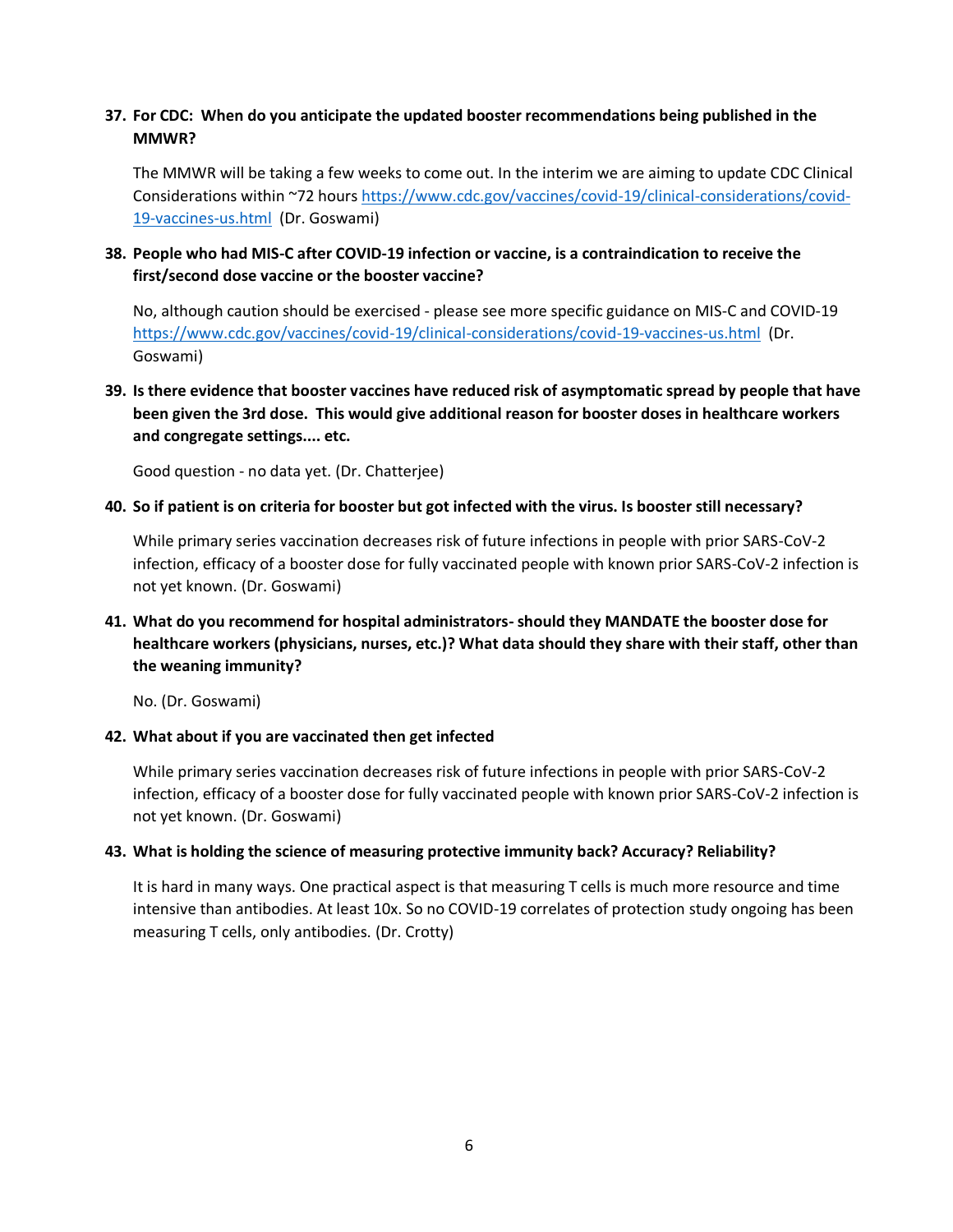37. **For CDC: When do you anticipate the updated booster recommendations being published in the MMWR?**

    The MMWR will be taking a few weeks to come out. In the interim we are aiming to update CDC Clinical Considerations within ~72 hours https://www.cdc.gov/vaccines/covid-19/clinical-considerations/covid-19-vaccines-us.html (Dr. Goswami)

38. **People who had MIS-C after COVID-19 infection or vaccine, is a contraindication to receive the first/second dose vaccine or the booster vaccine?**

    No, although caution should be exercised - please see more specific guidance on MIS-C and COVID-19 https://www.cdc.gov/vaccines/covid-19/clinical-considerations/covid-19-vaccines-us.html (Dr. Goswami)

39. **Is there evidence that booster vaccines have reduced risk of asymptomatic spread by people that have been given the 3rd dose. This would give additional reason for booster doses in healthcare workers and congregate settings.... etc.**

    Good question - no data yet. (Dr. Chatterjee)

40. **So if patient is on criteria for booster but got infected with the virus. Is booster still necessary?**

    While primary series vaccination decreases risk of future infections in people with prior SARS-CoV-2 infection, efficacy of a booster dose for fully vaccinated people with known prior SARS-CoV-2 infection is not yet known. (Dr. Goswami)

41. **What do you recommend for hospital administrators- should they MANDATE the booster dose for healthcare workers (physicians, nurses, etc.)? What data should they share with their staff, other than the weaning immunity?**

    No. (Dr. Goswami)

42. **What about if you are vaccinated then get infected**

    While primary series vaccination decreases risk of future infections in people with prior SARS-CoV-2 infection, efficacy of a booster dose for fully vaccinated people with known prior SARS-CoV-2 infection is not yet known. (Dr. Goswami)

43. **What is holding the science of measuring protective immunity back? Accuracy? Reliability?**

    It is hard in many ways. One practical aspect is that measuring T cells is much more resource and time intensive than antibodies. At least 10x. So no COVID-19 correlates of protection study ongoing has been measuring T cells, only antibodies. (Dr. Crotty)